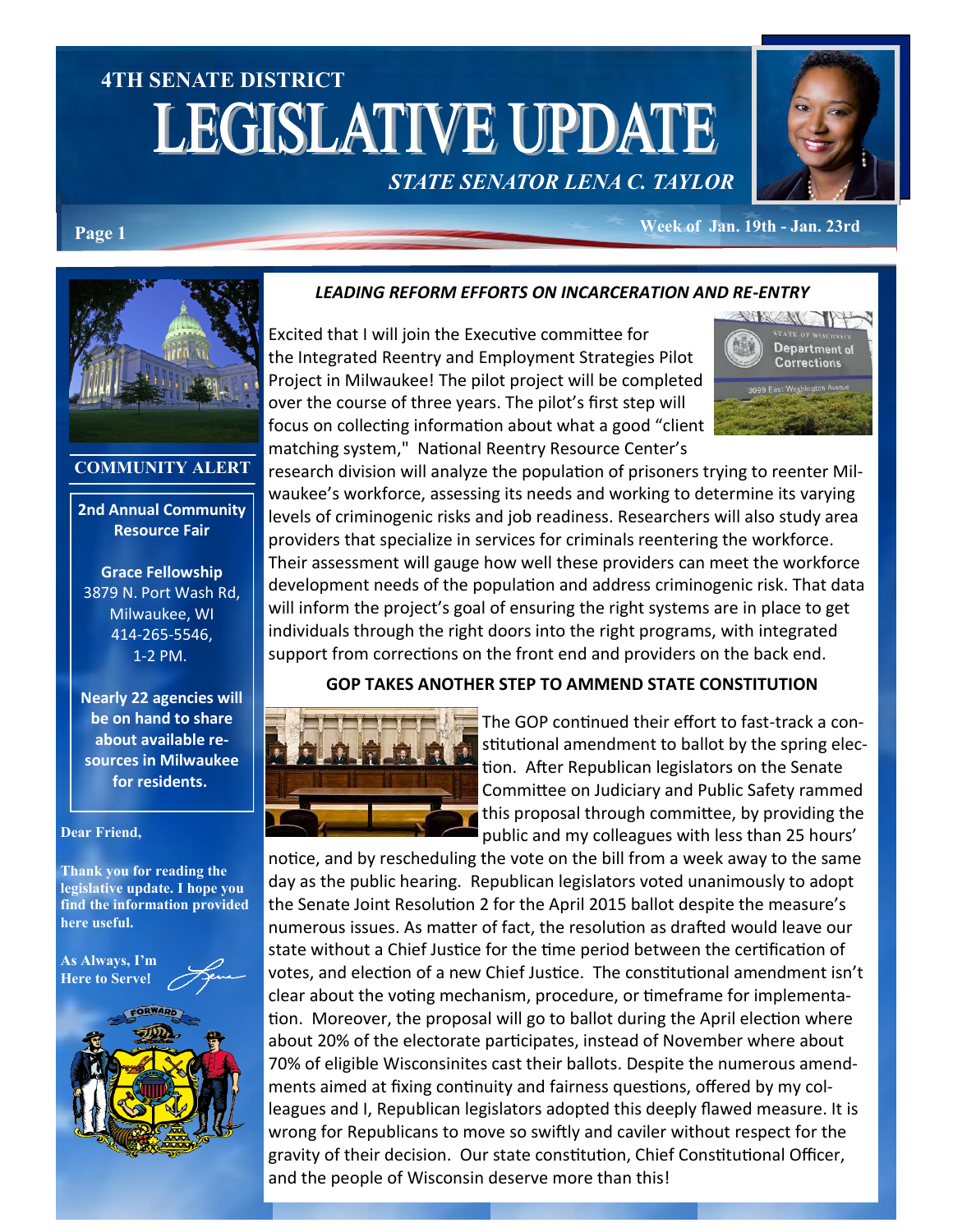# 4TH SENATE DISTRICT LEGISLATIVE UPDATE

***STATE SENATOR LENA C. TAYLOR***

Week of Jan. 19th - Jan. 23rd

## LEADING REFORM EFFORTS ON INCARCERATION AND RE-ENTRY

Excited that I will join the Executive committee for the Integrated Reentry and Employment Strategies Pilot Project in Milwaukee! The pilot project will be completed over the course of three years. The pilot's first step will focus on collecting information about what a good "client matching system," National Reentry Resource Center's research division will analyze the population of prisoners trying to reenter Milwaukee's workforce, assessing its needs and working to determine its varying levels of criminogenic risks and job readiness. Researchers will also study area providers that specialize in services for criminals reentering the workforce. Their assessment will gauge how well these providers can meet the workforce development needs of the population and address criminogenic risk. That data will inform the project's goal of ensuring the right systems are in place to get individuals through the right doors into the right programs, with integrated support from corrections on the front end and providers on the back end.

## GOP TAKES ANOTHER STEP TO AMMEND STATE CONSTITUTION

The GOP continued their effort to fast-track a constitutional amendment to ballot by the spring election. After Republican legislators on the Senate Committee on Judiciary and Public Safety rammed this proposal through committee, by providing the public and my colleagues with less than 25 hours' notice, and by rescheduling the vote on the bill from a week away to the same day as the public hearing. Republican legislators voted unanimously to adopt the Senate Joint Resolution 2 for the April 2015 ballot despite the measure's numerous issues. As matter of fact, the resolution as drafted would leave our state without a Chief Justice for the time period between the certification of votes, and election of a new Chief Justice. The constitutional amendment isn't clear about the voting mechanism, procedure, or timeframe for implementation. Moreover, the proposal will go to ballot during the April election where about 20% of the electorate participates, instead of November where about 70% of eligible Wisconsinites cast their ballots. Despite the numerous amendments aimed at fixing continuity and fairness questions, offered by my colleagues and I, Republican legislators adopted this deeply flawed measure. It is wrong for Republicans to move so swiftly and caviler without respect for the gravity of their decision. Our state constitution, Chief Constitutional Officer, and the people of Wisconsin deserve more than this!

### COMMUNITY ALERT

**2nd Annual Community Resource Fair**

**Grace Fellowship**
3879 N. Port Wash Rd,
Milwaukee, WI
414-265-5546,
1-2 PM.

**Nearly 22 agencies will be on hand to share about available resources in Milwaukee for residents.**

**Dear Friend,**

**Thank you for reading the legislative update. I hope you find the information provided here useful.**

**As Always, I'm Here to Serve!**

Lena

FORWARD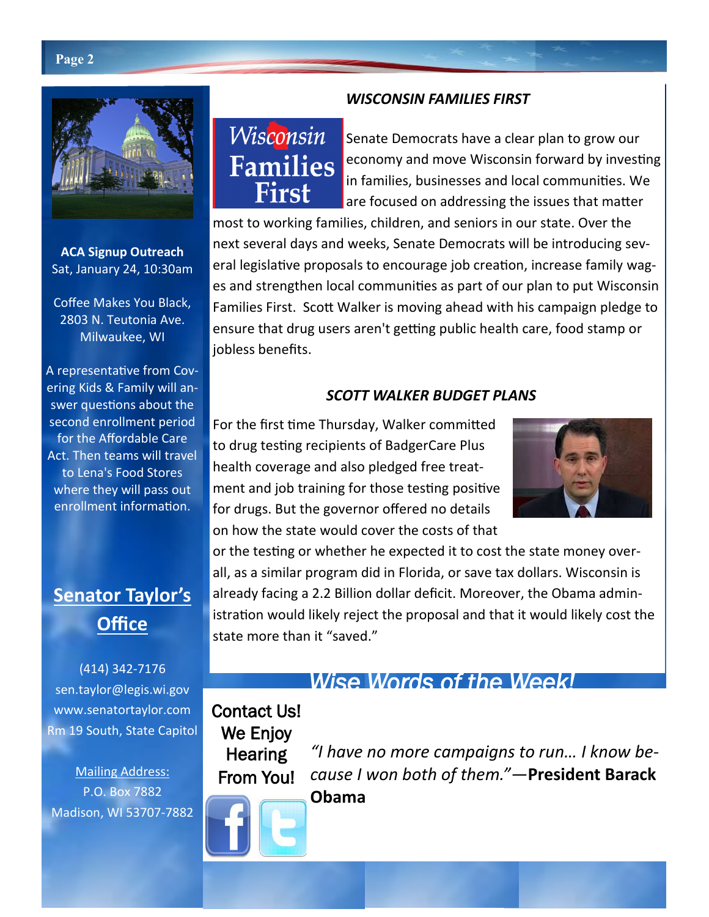**ACA Signup Outreach**
Sat, January 24, 10:30am

Coffee Makes You Black,
2803 N. Teutonia Ave.
Milwaukee, WI

A representative from Covering Kids & Family will answer questions about the second enrollment period for the Affordable Care Act. Then teams will travel to Lena's Food Stores where they will pass out enrollment information.

## Senator Taylor's Office

(414) 342-7176
sen.taylor@legis.wi.gov
www.senatortaylor.com
Rm 19 South, State Capitol

Mailing Address:
P.O. Box 7882
Madison, WI 53707-7882

## *WISCONSIN FAMILIES FIRST*

Wisconsin Families First

Senate Democrats have a clear plan to grow our economy and move Wisconsin forward by investing in families, businesses and local communities. We are focused on addressing the issues that matter most to working families, children, and seniors in our state. Over the next several days and weeks, Senate Democrats will be introducing several legislative proposals to encourage job creation, increase family wages and strengthen local communities as part of our plan to put Wisconsin Families First. Scott Walker is moving ahead with his campaign pledge to ensure that drug users aren't getting public health care, food stamp or jobless benefits.

## *SCOTT WALKER BUDGET PLANS*

For the first time Thursday, Walker committed to drug testing recipients of BadgerCare Plus health coverage and also pledged free treatment and job training for those testing positive for drugs. But the governor offered no details on how the state would cover the costs of that or the testing or whether he expected it to cost the state money overall, as a similar program did in Florida, or save tax dollars. Wisconsin is already facing a 2.2 Billion dollar deficit. Moreover, the Obama administration would likely reject the proposal and that it would likely cost the state more than it "saved."

## *Wise Words of the Week!*

*"I have no more campaigns to run… I know because I won both of them."*—**President Barack Obama**

Contact Us! We Enjoy Hearing From You!